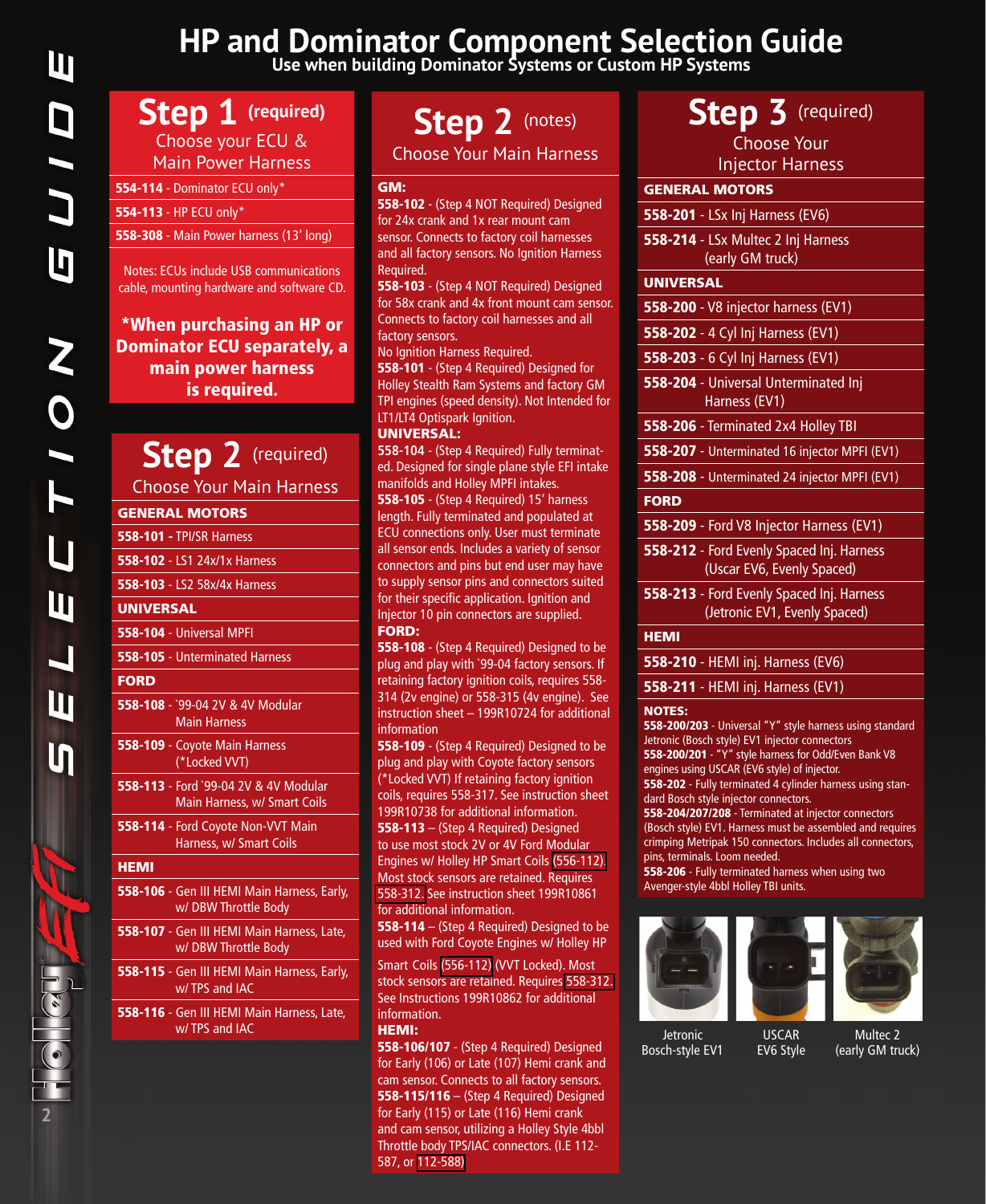# HP and Dominator Component Selection Guide

**Use when building Dominator Systems or Custom HP Systems**

## Step 1 (required)

Choose your ECU & Main Power Harness

- **554-114** - Dominator ECU only*
- **554-113** - HP ECU only*
- **558-308** - Main Power harness (13' long)

Notes: ECUs include USB communications cable, mounting hardware and software CD.

**\*When purchasing an HP or Dominator ECU separately, a main power harness is required.**

## Step 2 (required)

Choose Your Main Harness

**GENERAL MOTORS**

- **558-101** - TPI/SR Harness
- **558-102** - LS1 24x/1x Harness
- **558-103** - LS2 58x/4x Harness

**UNIVERSAL**

- **558-104** - Universal MPFI
- **558-105** - Unterminated Harness

**FORD**

- **558-108** - `99-04 2V & 4V Modular Main Harness
- **558-109** - Coyote Main Harness (*Locked VVT)
- **558-113** - Ford `99-04 2V & 4V Modular Main Harness, w/ Smart Coils
- **558-114** - Ford Coyote Non-VVT Main Harness, w/ Smart Coils

**HEMI**

- **558-106** - Gen III HEMI Main Harness, Early, w/ DBW Throttle Body
- **558-107** - Gen III HEMI Main Harness, Late, w/ DBW Throttle Body
- **558-115** - Gen III HEMI Main Harness, Early, w/ TPS and IAC
- **558-116** - Gen III HEMI Main Harness, Late, w/ TPS and IAC

## Step 2 (notes)

Choose Your Main Harness

**GM:**

**558-102** - (Step 4 NOT Required) Designed for 24x crank and 1x rear mount cam sensor. Connects to factory coil harnesses and all factory sensors. No Ignition Harness Required.

**558-103** - (Step 4 NOT Required) Designed for 58x crank and 4x front mount cam sensor. Connects to factory coil harnesses and all factory sensors.
No Ignition Harness Required.

**558-101** - (Step 4 Required) Designed for Holley Stealth Ram Systems and factory GM TPI engines (speed density). Not Intended for LT1/LT4 Optispark Ignition.

**UNIVERSAL:**

**558-104** - (Step 4 Required) Fully terminated. Designed for single plane style EFI intake manifolds and Holley MPFI intakes.

**558-105** - (Step 4 Required) 15' harness length. Fully terminated and populated at ECU connections only. User must terminate all sensor ends. Includes a variety of sensor connectors and pins but end user may have to supply sensor pins and connectors suited for their specific application. Ignition and Injector 10 pin connectors are supplied.

**FORD:**

**558-108** - (Step 4 Required) Designed to be plug and play with `99-04 factory sensors. If retaining factory ignition coils, requires 558-314 (2v engine) or 558-315 (4v engine). See instruction sheet – 199R10724 for additional information

**558-109** - (Step 4 Required) Designed to be plug and play with Coyote factory sensors (*Locked VVT) If retaining factory ignition coils, requires 558-317. See instruction sheet 199R10738 for additional information.

**558-113** – (Step 4 Required) Designed to use most stock 2V or 4V Ford Modular Engines w/ Holley HP Smart Coils (556-112). Most stock sensors are retained. Requires 558-312. See instruction sheet 199R10861 for additional information.

**558-114** – (Step 4 Required) Designed to be used with Ford Coyote Engines w/ Holley HP Smart Coils (556-112) (VVT Locked). Most stock sensors are retained. Requires 558-312. See Instructions 199R10862 for additional information.

**HEMI:**

**558-106/107** - (Step 4 Required) Designed for Early (106) or Late (107) Hemi crank and cam sensor. Connects to all factory sensors.

**558-115/116** – (Step 4 Required) Designed for Early (115) or Late (116) Hemi crank and cam sensor, utilizing a Holley Style 4bbl Throttle body TPS/IAC connectors. (I.E 112-587, or 112-588)

## Step 3 (required)

Choose Your Injector Harness

**GENERAL MOTORS**

- **558-201** - LSx Inj Harness (EV6)
- **558-214** - LSx Multec 2 Inj Harness (early GM truck)

**UNIVERSAL**

- **558-200** - V8 injector harness (EV1)
- **558-202** - 4 Cyl Inj Harness (EV1)
- **558-203** - 6 Cyl Inj Harness (EV1)
- **558-204** - Universal Unterminated Inj Harness (EV1)
- **558-206** - Terminated 2x4 Holley TBI
- **558-207** - Unterminated 16 injector MPFI (EV1)
- **558-208** - Unterminated 24 injector MPFI (EV1)

**FORD**

- **558-209** - Ford V8 Injector Harness (EV1)
- **558-212** - Ford Evenly Spaced Inj. Harness (Uscar EV6, Evenly Spaced)
- **558-213** - Ford Evenly Spaced Inj. Harness (Jetronic EV1, Evenly Spaced)

**HEMI**

- **558-210** - HEMI inj. Harness (EV6)
- **558-211** - HEMI inj. Harness (EV1)

**NOTES:**

**558-200/203** - Universal "Y" style harness using standard Jetronic (Bosch style) EV1 injector connectors

**558-200/201** - "Y" style harness for Odd/Even Bank V8 engines using USCAR (EV6 style) of injector.

**558-202** - Fully terminated 4 cylinder harness using standard Bosch style injector connectors.

**558-204/207/208** - Terminated at injector connectors (Bosch style) EV1. Harness must be assembled and requires crimping Metripak 150 connectors. Includes all connectors, pins, terminals. Loom needed.

**558-206** - Fully terminated harness when using two Avenger-style 4bbl Holley TBI units.

Jetronic Bosch-style EV1

USCAR EV6 Style

Multec 2 (early GM truck)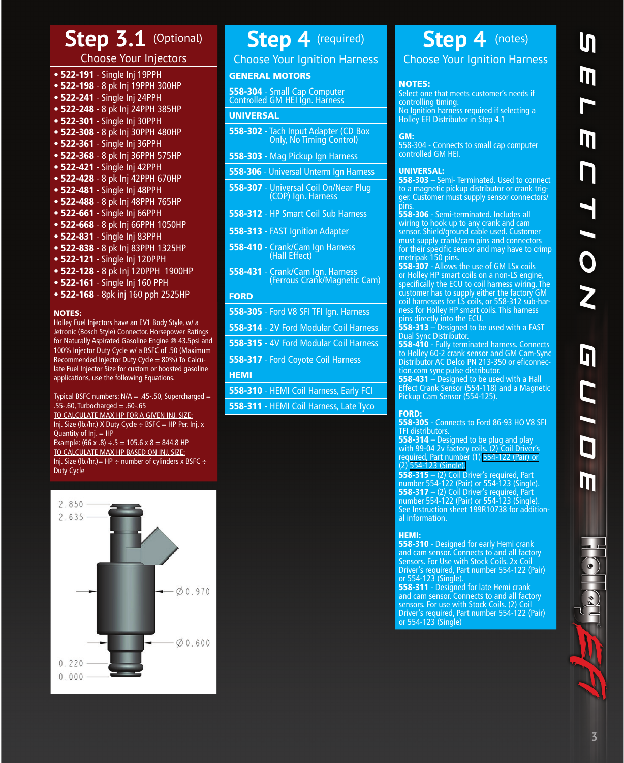## Step 3.1 (Optional)

### Choose Your Injectors

- **522-191** - Single Inj 19PPH
- **522-198** - 8 pk Inj 19PPH 300HP
- **522-241** - Single Inj 24PPH
- **522-248** - 8 pk Inj 24PPH 385HP
- **522-301** - Single Inj 30PPH
- **522-308** - 8 pk Inj 30PPH 480HP
- **522-361** - Single Inj 36PPH
- **522-368** - 8 pk Inj 36PPH 575HP
- **522-421** - Single Inj 42PPH
- **522-428** - 8 pk Inj 42PPH 670HP
- **522-481** - Single Inj 48PPH
- **522-488** - 8 pk Inj 48PPH 765HP
- **522-661** - Single Inj 66PPH
- **522-668** - 8 pk Inj 66PPH 1050HP
- **522-831** - Single Inj 83PPH
- **522-838** - 8 pk Inj 83PPH 1325HP
- **522-121** - Single Inj 120PPH
- **522-128** - 8 pk Inj 120PPH 1900HP
- **522-161** - Single Inj 160 PPH
- **522-168** - 8pk inj 160 pph 2525HP

**NOTES:**

Holley Fuel Injectors have an EV1 Body Style, w/ a Jetronic (Bosch Style) Connector. Horsepower Ratings for Naturally Aspirated Gasoline Engine @ 43.5psi and 100% Injector Duty Cycle w/ a BSFC of .50 (Maximum Recommended Injector Duty Cycle = 80%) To Calculate Fuel Injector Size for custom or boosted gasoline applications, use the following Equations.

Typical BSFC numbers: N/A = .45-.50, Supercharged = .55-.60, Turbocharged = .60-.65

TO CALCULATE MAX HP FOR A GIVEN INJ. SIZE:
Inj. Size (lb./hr.) X Duty Cycle ÷ BSFC = HP Per. Inj. x Quantity of Inj. = HP
Example: (66 x .8) ÷.5 = 105.6 x 8 = 844.8 HP

TO CALCULATE MAX HP BASED ON INJ. SIZE:
Inj. Size (lb./hr.)= HP ÷ number of cylinders x BSFC ÷ Duty Cycle

2.850
2.635
Ø0.970
Ø0.600
0.220
0.000

## Step 4 (required)

### Choose Your Ignition Harness

**GENERAL MOTORS**

- **558-304** - Small Cap Computer Controlled GM HEI Ign. Harness

**UNIVERSAL**

- **558-302** - Tach Input Adapter (CD Box Only, No Timing Control)
- **558-303** - Mag Pickup Ign Harness
- **558-306** - Universal Unterm Ign Harness
- **558-307** - Universal Coil On/Near Plug (COP) Ign. Harness
- **558-312** - HP Smart Coil Sub Harness
- **558-313** - FAST Ignition Adapter
- **558-410** - Crank/Cam Ign Harness (Hall Effect)
- **558-431** - Crank/Cam Ign. Harness (Ferrous Crank/Magnetic Cam)

**FORD**

- **558-305** - Ford V8 SFI TFI Ign. Harness
- **558-314** - 2V Ford Modular Coil Harness
- **558-315** - 4V Ford Modular Coil Harness
- **558-317** - Ford Coyote Coil Harness

**HEMI**

- **558-310** - HEMI Coil Harness, Early FCI
- **558-311** - HEMI Coil Harness, Late Tyco

## Step 4 (notes)

### Choose Your Ignition Harness

**NOTES:**
Select one that meets customer's needs if controlling timing.
No Ignition harness required if selecting a Holley EFI Distributor in Step 4.1

**GM:**
558-304 - Connects to small cap computer controlled GM HEI.

**UNIVERSAL:**
**558-303** – Semi- Terminated. Used to connect to a magnetic pickup distributor or crank trigger. Customer must supply sensor connectors/pins.
**558-306** - Semi-terminated. Includes all wiring to hook up to any crank and cam sensor. Shield/ground cable used. Customer must supply crank/cam pins and connectors for their specific sensor and may have to crimp metripak 150 pins.
**558-307** - Allows the use of GM LSx coils or Holley HP smart coils on a non-LS engine, specifically the ECU to coil harness wiring. The customer has to supply either the factory GM coil harnesses for LS coils, or 558-312 sub-harness for Holley HP smart coils. This harness pins directly into the ECU.
**558-313** – Designed to be used with a FAST Dual Sync Distributor.
**558-410** - Fully terminated harness. Connects to Holley 60-2 crank sensor and GM Cam-Sync Distributor AC Delco PN 213-350 or eficonnection.com sync pulse distributor.
**558-431** – Designed to be used with a Hall Effect Crank Sensor (554-118) and a Magnetic Pickup Cam Sensor (554-125).

**FORD:**
**558-305** - Connects to Ford 86-93 HO V8 SFI TFI distributors.
**558-314** – Designed to be plug and play with 99-04 2v factory coils. (2) Coil Driver's required, Part number (1) 554-122 (Pair) or (2) 554-123 (Single)
**558-315** – (2) Coil Driver's required, Part number 554-122 (Pair) or 554-123 (Single).
**558-317** – (2) Coil Driver's required, Part number 554-122 (Pair) or 554-123 (Single). See Instruction sheet 199R10738 for additional information.

**HEMI:**
**558-310** - Designed for early Hemi crank and cam sensor. Connects to and all factory Sensors. For Use with Stock Coils. 2x Coil Driver's required, Part number 554-122 (Pair) or 554-123 (Single).
**558-311** - Designed for late Hemi crank and cam sensor. Connects to and all factory sensors. For use with Stock Coils. (2) Coil Driver's required, Part number 554-122 (Pair) or 554-123 (Single)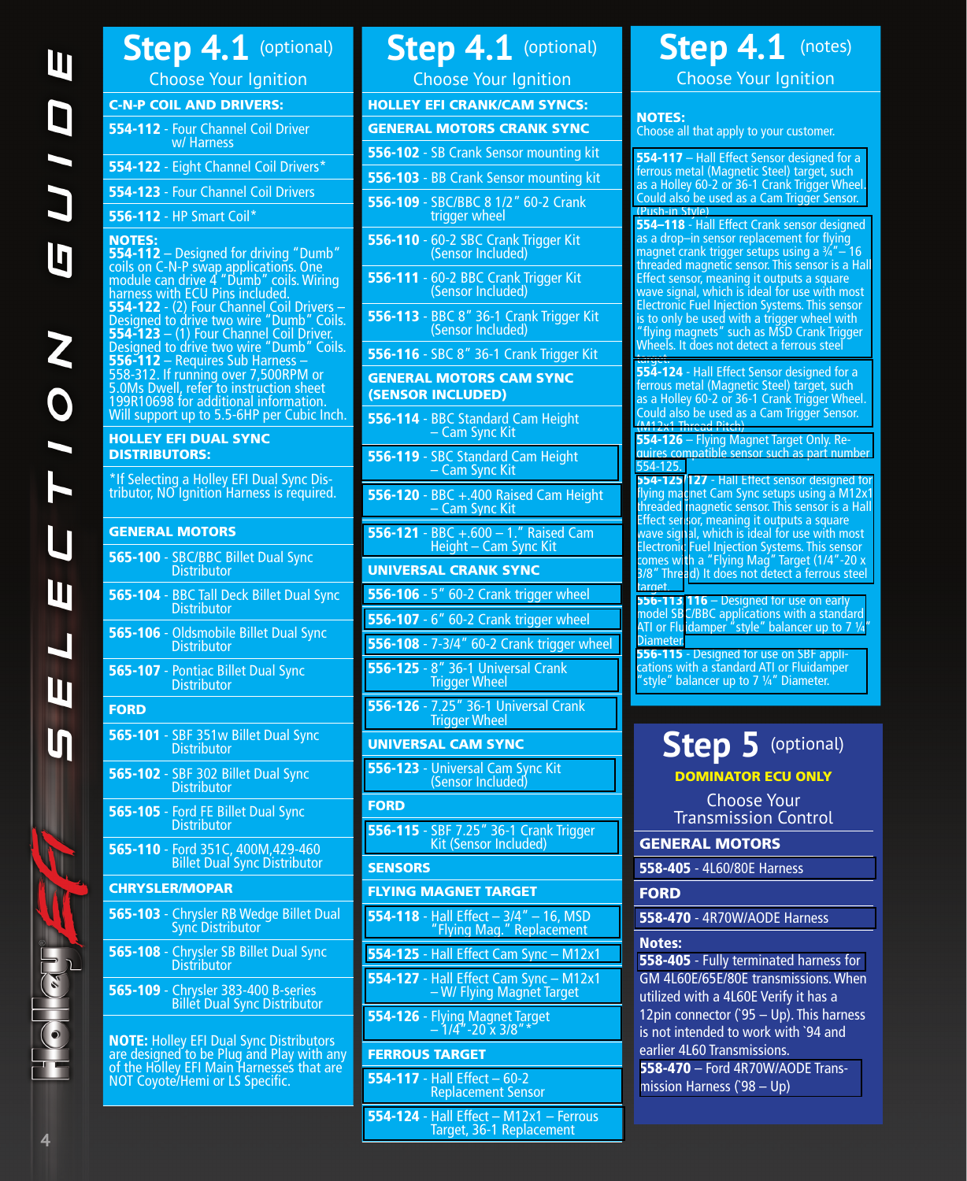# Step 4.1 (optional)

## Choose Your Ignition

**C-N-P COIL AND DRIVERS:**

- **554-112** - Four Channel Coil Driver w/ Harness
- **554-122** - Eight Channel Coil Drivers*
- **554-123** - Four Channel Coil Drivers
- **556-112** - HP Smart Coil*

**NOTES:**
**554-112** – Designed for driving "Dumb" coils on C-N-P swap applications. One module can drive 4 "Dumb" coils. Wiring harness with ECU Pins included.
**554-122** - (2) Four Channel Coil Drivers – Designed to drive two wire "Dumb" Coils.
**554-123** – (1) Four Channel Coil Driver. Designed to drive two wire "Dumb" Coils.
**556-112** – Requires Sub Harness – 558-312. If running over 7,500RPM or 5.0Ms Dwell, refer to instruction sheet 199R10698 for additional information. Will support up to 5.5-6HP per Cubic Inch.

**HOLLEY EFI DUAL SYNC DISTRIBUTORS:**

*If Selecting a Holley EFI Dual Sync Distributor, NO Ignition Harness is required.

**GENERAL MOTORS**

- **565-100** - SBC/BBC Billet Dual Sync Distributor
- **565-104** - BBC Tall Deck Billet Dual Sync Distributor
- **565-106** - Oldsmobile Billet Dual Sync Distributor
- **565-107** - Pontiac Billet Dual Sync Distributor

**FORD**

- **565-101** - SBF 351w Billet Dual Sync Distributor
- **565-102** - SBF 302 Billet Dual Sync Distributor
- **565-105** - Ford FE Billet Dual Sync Distributor
- **565-110** - Ford 351C, 400M,429-460 Billet Dual Sync Distributor

**CHRYSLER/MOPAR**

- **565-103** - Chrysler RB Wedge Billet Dual Sync Distributor
- **565-108** - Chrysler SB Billet Dual Sync Distributor
- **565-109** - Chrysler 383-400 B-series Billet Dual Sync Distributor

**NOTE:** Holley EFI Dual Sync Distributors are designed to be Plug and Play with any of the Holley EFI Main Harnesses that are NOT Coyote/Hemi or LS Specific.

# Step 4.1 (optional)

## Choose Your Ignition

**HOLLEY EFI CRANK/CAM SYNCS:**

**GENERAL MOTORS CRANK SYNC**

- **556-102** - SB Crank Sensor mounting kit
- **556-103** - BB Crank Sensor mounting kit
- **556-109** - SBC/BBC 8 1/2" 60-2 Crank trigger wheel
- **556-110** - 60-2 SBC Crank Trigger Kit (Sensor Included)
- **556-111** - 60-2 BBC Crank Trigger Kit (Sensor Included)
- **556-113** - BBC 8" 36-1 Crank Trigger Kit (Sensor Included)
- **556-116** - SBC 8" 36-1 Crank Trigger Kit

**GENERAL MOTORS CAM SYNC (SENSOR INCLUDED)**

- **556-114** - BBC Standard Cam Height – Cam Sync Kit
- **556-119** - SBC Standard Cam Height – Cam Sync Kit
- **556-120** - BBC +.400 Raised Cam Height – Cam Sync Kit
- **556-121** - BBC +.600 – 1." Raised Cam Height – Cam Sync Kit

**UNIVERSAL CRANK SYNC**

- **556-106** - 5" 60-2 Crank trigger wheel
- **556-107** - 6" 60-2 Crank trigger wheel
- **556-108** - 7-3/4" 60-2 Crank trigger wheel
- **556-125** - 8" 36-1 Universal Crank Trigger Wheel
- **556-126** - 7.25" 36-1 Universal Crank Trigger Wheel

**UNIVERSAL CAM SYNC**

- **556-123** - Universal Cam Sync Kit (Sensor Included)

**FORD**

- **556-115** - SBF 7.25" 36-1 Crank Trigger Kit (Sensor Included)

**SENSORS**

**FLYING MAGNET TARGET**

- **554-118** - Hall Effect – 3/4" – 16, MSD "Flying Mag." Replacement
- **554-125** - Hall Effect Cam Sync – M12x1
- **554-127** - Hall Effect Cam Sync – M12x1 – W/ Flying Magnet Target
- **554-126** - Flying Magnet Target – 1/4"-20 x 3/8"*

**FERROUS TARGET**

- **554-117** - Hall Effect – 60-2 Replacement Sensor
- **554-124** - Hall Effect – M12x1 – Ferrous Target, 36-1 Replacement

# Step 4.1 (notes)

## Choose Your Ignition

**NOTES:**
Choose all that apply to your customer.

**554-117** – Hall Effect Sensor designed for a ferrous metal (Magnetic Steel) target, such as a Holley 60-2 or 36-1 Crank Trigger Wheel. Could also be used as a Cam Trigger Sensor. (Push-in Style)

**554–118** - Hall Effect Crank sensor designed as a drop–in sensor replacement for flying magnet crank trigger setups using a ¾"– 16 threaded magnetic sensor. This sensor is a Hall Effect sensor, meaning it outputs a square wave signal, which is ideal for use with most Electronic Fuel Injection Systems. This sensor is to only be used with a trigger wheel with "flying magnets" such as MSD Crank Trigger Wheels. It does not detect a ferrous steel target.

**554-124** - Hall Effect Sensor designed for a ferrous metal (Magnetic Steel) target, such as a Holley 60-2 or 36-1 Crank Trigger Wheel. Could also be used as a Cam Trigger Sensor. (M12x1 Thread Pitch)

**554-126** – Flying Magnet Target Only. Requires compatible sensor such as part number 554-125.

**554-125/127** - Hall Effect sensor designed for flying magnet Cam Sync setups using a M12x1 threaded magnetic sensor. This sensor is a Hall Effect sensor, meaning it outputs a square wave signal, which is ideal for use with most Electronic Fuel Injection Systems. This sensor comes with a "Flying Mag" Target (1/4"-20 x 3/8" Thread) It does not detect a ferrous steel target.

**556-113/116** – Designed for use on early model SBC/BBC applications with a standard ATI or Fluidamper "style" balancer up to 7 ¼" Diameter.

**556-115** - Designed for use on SBF applications with a standard ATI or Fluidamper "style" balancer up to 7 ¼" Diameter.

# Step 5 (optional)

**DOMINATOR ECU ONLY**

## Choose Your Transmission Control

**GENERAL MOTORS**

- **558-405** - 4L60/80E Harness

**FORD**

- **558-470** - 4R70W/AODE Harness

**Notes:**
**558-405** - Fully terminated harness for GM 4L60E/65E/80E transmissions. When utilized with a 4L60E Verify it has a 12pin connector (`95 – Up). This harness is not intended to work with `94 and earlier 4L60 Transmissions.
**558-470** – Ford 4R70W/AODE Transmission Harness (`98 – Up)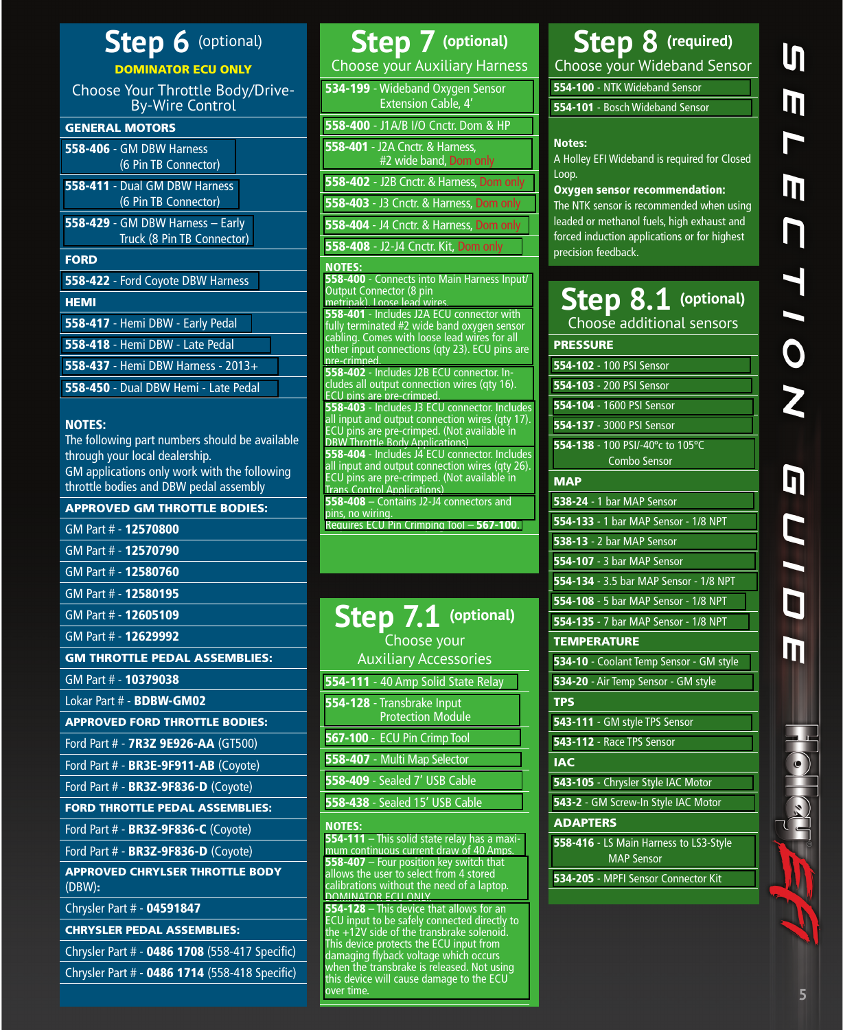# Step 6 (optional)

**DOMINATOR ECU ONLY**

Choose Your Throttle Body/Drive-By-Wire Control

**GENERAL MOTORS**

- **558-406** - GM DBW Harness (6 Pin TB Connector)
- **558-411** - Dual GM DBW Harness (6 Pin TB Connector)
- **558-429** - GM DBW Harness – Early Truck (8 Pin TB Connector)

**FORD**

- **558-422** - Ford Coyote DBW Harness

**HEMI**

- **558-417** - Hemi DBW - Early Pedal
- **558-418** - Hemi DBW - Late Pedal
- **558-437** - Hemi DBW Harness - 2013+
- **558-450** - Dual DBW Hemi - Late Pedal

**NOTES:**
The following part numbers should be available through your local dealership.
GM applications only work with the following throttle bodies and DBW pedal assembly

**APPROVED GM THROTTLE BODIES:**

- GM Part # - **12570800**
- GM Part # - **12570790**
- GM Part # - **12580760**
- GM Part # - **12580195**
- GM Part # - **12605109**
- GM Part # - **12629992**

**GM THROTTLE PEDAL ASSEMBLIES:**

- GM Part # - **10379038**
- Lokar Part # - **BDBW-GM02**

**APPROVED FORD THROTTLE BODIES:**

- Ford Part # - **7R3Z 9E926-AA** (GT500)
- Ford Part # - **BR3E-9F911-AB** (Coyote)
- Ford Part # - **BR3Z-9F836-D** (Coyote)

**FORD THROTTLE PEDAL ASSEMBLIES:**

- Ford Part # - **BR3Z-9F836-C** (Coyote)
- Ford Part # - **BR3Z-9F836-D** (Coyote)

**APPROVED CHRYSLER THROTTLE BODY (DBW):**

- Chrysler Part # - **04591847**

**CHRYSLER PEDAL ASSEMBLIES:**

- Chrysler Part # - **0486 1708** (558-417 Specific)
- Chrysler Part # - **0486 1714** (558-418 Specific)

# Step 7 (optional)

Choose your Auxiliary Harness

- **534-199** - Wideband Oxygen Sensor Extension Cable, 4'
- **558-400** - J1A/B I/O Cnctr. Dom & HP
- **558-401** - J2A Cnctr. & Harness, #2 wide band, Dom only
- **558-402** - J2B Cnctr. & Harness, Dom only
- **558-403** - J3 Cnctr. & Harness, Dom only
- **558-404** - J4 Cnctr. & Harness, Dom only
- **558-408** - J2-J4 Cnctr. Kit, Dom only

**NOTES:**

**558-400** - Connects into Main Harness Input/Output Connector (8 pin metripak). Loose lead wires.

**558-401** - Includes J2A ECU connector with fully terminated #2 wide band oxygen sensor cabling. Comes with loose lead wires for all other input connections (qty 23). ECU pins are pre-crimped.

**558-402** - Includes J2B ECU connector. Includes all output connection wires (qty 16). ECU pins are pre-crimped.

**558-403** - Includes J3 ECU connector. Includes all input and output connection wires (qty 17). ECU pins are pre-crimped. (Not available in DBW Throttle Body Applications)

**558-404** - Includes J4 ECU connector. Includes all input and output connection wires (qty 26). ECU pins are pre-crimped. (Not available in Trans Control Applications)

**558-408** – Contains J2-J4 connectors and pins, no wiring.
Requires ECU Pin Crimping Tool – **567-100**.

# Step 7.1 (optional)

Choose your Auxiliary Accessories

- **554-111** - 40 Amp Solid State Relay
- **554-128** - Transbrake Input Protection Module
- **567-100** - ECU Pin Crimp Tool
- **558-407** - Multi Map Selector
- **558-409** - Sealed 7' USB Cable
- **558-438** - Sealed 15' USB Cable

**NOTES:**

**554-111** – This solid state relay has a maximum continuous current draw of 40 Amps.

**558-407** – Four position key switch that allows the user to select from 4 stored calibrations without the need of a laptop. DOMINATOR ECU ONLY.

**554-128** – This device that allows for an ECU input to be safely connected directly to the +12V side of the transbrake solenoid. This device protects the ECU input from damaging flyback voltage which occurs when the transbrake is released. Not using this device will cause damage to the ECU over time.

# Step 8 (required)

Choose your Wideband Sensor

- **554-100** - NTK Wideband Sensor
- **554-101** - Bosch Wideband Sensor

**Notes:**
A Holley EFI Wideband is required for Closed Loop.

**Oxygen sensor recommendation:**
The NTK sensor is recommended when using leaded or methanol fuels, high exhaust and forced induction applications or for highest precision feedback.

# Step 8.1 (optional)

Choose additional sensors

**PRESSURE**

- **554-102** - 100 PSI Sensor
- **554-103** - 200 PSI Sensor
- **554-104** - 1600 PSI Sensor
- **554-137** - 3000 PSI Sensor
- **554-138** - 100 PSI/-40ºc to 105ºC Combo Sensor

**MAP**

- **538-24** - 1 bar MAP Sensor
- **554-133** - 1 bar MAP Sensor - 1/8 NPT
- **538-13** - 2 bar MAP Sensor
- **554-107** - 3 bar MAP Sensor
- **554-134** - 3.5 bar MAP Sensor - 1/8 NPT
- **554-108** - 5 bar MAP Sensor - 1/8 NPT
- **554-135** - 7 bar MAP Sensor - 1/8 NPT

**TEMPERATURE**

- **534-10** - Coolant Temp Sensor - GM style
- **534-20** - Air Temp Sensor - GM style

**TPS**

- **543-111** - GM style TPS Sensor
- **543-112** - Race TPS Sensor

**IAC**

- **543-105** - Chrysler Style IAC Motor
- **543-2** - GM Screw-In Style IAC Motor

**ADAPTERS**

- **558-416** - LS Main Harness to LS3-Style MAP Sensor
- **534-205** - MPFI Sensor Connector Kit

SELECTION GUIDE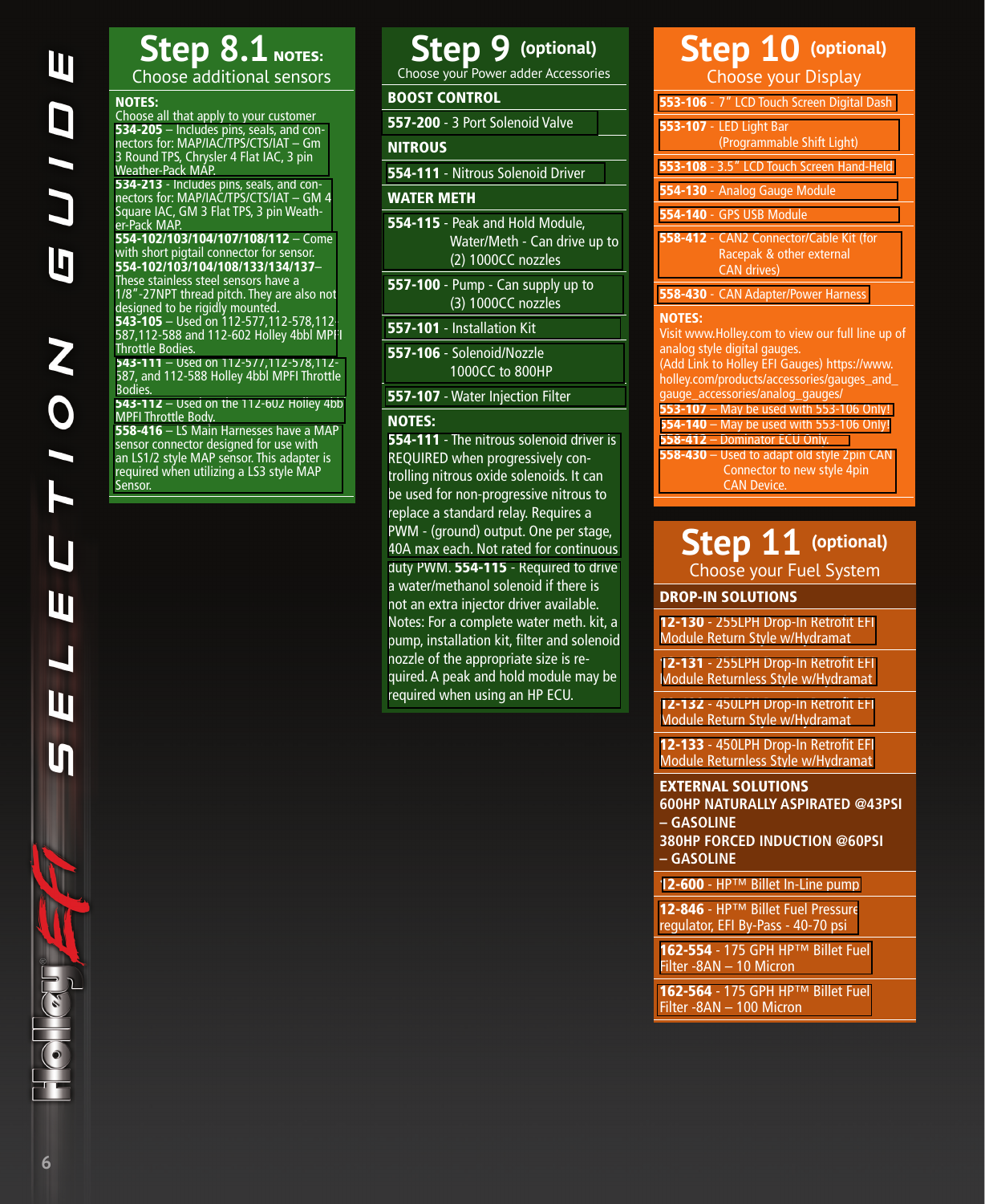## Step 8.1 NOTES:
### Choose additional sensors

**NOTES:**
Choose all that apply to your customer

**534-205** – Includes pins, seals, and connectors for: MAP/IAC/TPS/CTS/IAT – Gm 3 Round TPS, Chrysler 4 Flat IAC, 3 pin Weather-Pack MAP.

**534-213** - Includes pins, seals, and connectors for: MAP/IAC/TPS/CTS/IAT – GM 4 Square IAC, GM 3 Flat TPS, 3 pin Weather-Pack MAP.

**554-102/103/104/107/108/112** – Come with short pigtail connector for sensor.

**554-102/103/104/108/133/134/137**– These stainless steel sensors have a 1/8"-27NPT thread pitch. They are also not designed to be rigidly mounted.

**543-105** – Used on 112-577,112-578,112-587,112-588 and 112-602 Holley 4bbl MPFI Throttle Bodies.

**543-111** – Used on 112-577,112-578,112-587, and 112-588 Holley 4bbl MPFI Throttle Bodies.

**543-112** – Used on the 112-602 Holley 4bb MPFI Throttle Body.

**558-416** – LS Main Harnesses have a MAP sensor connector designed for use with an LS1/2 style MAP sensor. This adapter is required when utilizing a LS3 style MAP Sensor.

## Step 9 (optional)
### Choose your Power adder Accessories

**BOOST CONTROL**

**557-200** - 3 Port Solenoid Valve

**NITROUS**

**554-111** - Nitrous Solenoid Driver

**WATER METH**

**554-115** - Peak and Hold Module, Water/Meth - Can drive up to (2) 1000CC nozzles

**557-100** - Pump - Can supply up to (3) 1000CC nozzles

**557-101** - Installation Kit

**557-106** - Solenoid/Nozzle 1000CC to 800HP

**557-107** - Water Injection Filter

**NOTES:**

**554-111** - The nitrous solenoid driver is REQUIRED when progressively controlling nitrous oxide solenoids. It can be used for non-progressive nitrous to replace a standard relay. Requires a PWM - (ground) output. One per stage, 40A max each. Not rated for continuous duty PWM. **554-115** - Required to drive a water/methanol solenoid if there is not an extra injector driver available. Notes: For a complete water meth. kit, a pump, installation kit, filter and solenoid nozzle of the appropriate size is required. A peak and hold module may be required when using an HP ECU.

## Step 10 (optional)
### Choose your Display

**553-106** - 7" LCD Touch Screen Digital Dash

**553-107** - LED Light Bar (Programmable Shift Light)

**553-108** - 3.5" LCD Touch Screen Hand-Held

**554-130** - Analog Gauge Module

**554-140** - GPS USB Module

**558-412** - CAN2 Connector/Cable Kit (for Racepak & other external CAN drives)

**558-430** - CAN Adapter/Power Harness

**NOTES:**
Visit www.Holley.com to view our full line up of analog style digital gauges.
(Add Link to Holley EFI Gauges) https://www.holley.com/products/accessories/gauges_and_gauge_accessories/analog_gauges/

**553-107** – May be used with 553-106 Only!

**554-140** – May be used with 553-106 Only!

**558-412** – Dominator ECU Only.

**558-430** – Used to adapt old style 2pin CAN Connector to new style 4pin CAN Device.

## Step 11 (optional)
### Choose your Fuel System

**DROP-IN SOLUTIONS**

**12-130** - 255LPH Drop-In Retrofit EFI Module Return Style w/Hydramat

**12-131** - 255LPH Drop-In Retrofit EFI Module Returnless Style w/Hydramat

**12-132** - 450LPH Drop-In Retrofit EFI Module Return Style w/Hydramat

**12-133** - 450LPH Drop-In Retrofit EFI Module Returnless Style w/Hydramat

**EXTERNAL SOLUTIONS**
**600HP NATURALLY ASPIRATED @43PSI – GASOLINE**
**380HP FORCED INDUCTION @60PSI – GASOLINE**

**12-600** - HP™ Billet In-Line pump

**12-846** - HP™ Billet Fuel Pressure regulator, EFI By-Pass - 40-70 psi

**162-554** - 175 GPH HP™ Billet Fuel Filter -8AN – 10 Micron

**162-564** - 175 GPH HP™ Billet Fuel Filter -8AN – 100 Micron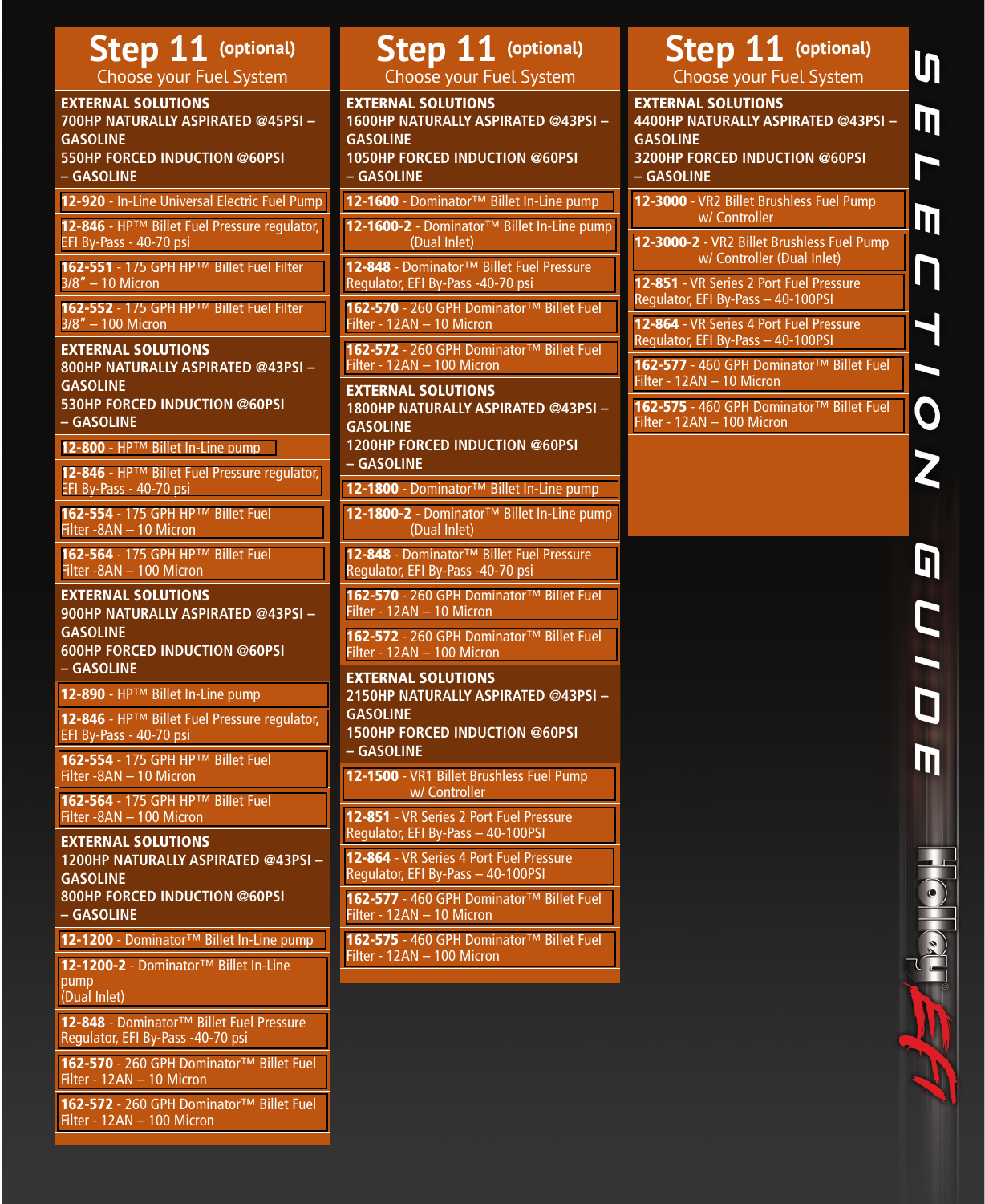## Step 11 (optional)
Choose your Fuel System

**EXTERNAL SOLUTIONS**
**700HP NATURALLY ASPIRATED @45PSI – GASOLINE**
**550HP FORCED INDUCTION @60PSI – GASOLINE**

- **12-920** - In-Line Universal Electric Fuel Pump
- **12-846** - HP™ Billet Fuel Pressure regulator, EFI By-Pass - 40-70 psi
- **162-551** - 175 GPH HP™ Billet Fuel Filter 3/8" – 10 Micron
- **162-552** - 175 GPH HP™ Billet Fuel Filter 3/8" – 100 Micron

**EXTERNAL SOLUTIONS**
**800HP NATURALLY ASPIRATED @43PSI – GASOLINE**
**530HP FORCED INDUCTION @60PSI – GASOLINE**

- **12-800** - HP™ Billet In-Line pump
- **12-846** - HP™ Billet Fuel Pressure regulator, EFI By-Pass - 40-70 psi
- **162-554** - 175 GPH HP™ Billet Fuel Filter -8AN – 10 Micron
- **162-564** - 175 GPH HP™ Billet Fuel Filter -8AN – 100 Micron

**EXTERNAL SOLUTIONS**
**900HP NATURALLY ASPIRATED @43PSI – GASOLINE**
**600HP FORCED INDUCTION @60PSI – GASOLINE**

- **12-890** - HP™ Billet In-Line pump
- **12-846** - HP™ Billet Fuel Pressure regulator, EFI By-Pass - 40-70 psi
- **162-554** - 175 GPH HP™ Billet Fuel Filter -8AN – 10 Micron
- **162-564** - 175 GPH HP™ Billet Fuel Filter -8AN – 100 Micron

**EXTERNAL SOLUTIONS**
**1200HP NATURALLY ASPIRATED @43PSI – GASOLINE**
**800HP FORCED INDUCTION @60PSI – GASOLINE**

- **12-1200** - Dominator™ Billet In-Line pump
- **12-1200-2** - Dominator™ Billet In-Line pump (Dual Inlet)
- **12-848** - Dominator™ Billet Fuel Pressure Regulator, EFI By-Pass -40-70 psi
- **162-570** - 260 GPH Dominator™ Billet Fuel Filter - 12AN – 10 Micron
- **162-572** - 260 GPH Dominator™ Billet Fuel Filter - 12AN – 100 Micron

## Step 11 (optional)
Choose your Fuel System

**EXTERNAL SOLUTIONS**
**1600HP NATURALLY ASPIRATED @43PSI – GASOLINE**
**1050HP FORCED INDUCTION @60PSI – GASOLINE**

- **12-1600** - Dominator™ Billet In-Line pump
- **12-1600-2** - Dominator™ Billet In-Line pump (Dual Inlet)
- **12-848** - Dominator™ Billet Fuel Pressure Regulator, EFI By-Pass -40-70 psi
- **162-570** - 260 GPH Dominator™ Billet Fuel Filter - 12AN – 10 Micron
- **162-572** - 260 GPH Dominator™ Billet Fuel Filter - 12AN – 100 Micron

**EXTERNAL SOLUTIONS**
**1800HP NATURALLY ASPIRATED @43PSI – GASOLINE**
**1200HP FORCED INDUCTION @60PSI – GASOLINE**

- **12-1800** - Dominator™ Billet In-Line pump
- **12-1800-2** - Dominator™ Billet In-Line pump (Dual Inlet)
- **12-848** - Dominator™ Billet Fuel Pressure Regulator, EFI By-Pass -40-70 psi
- **162-570** - 260 GPH Dominator™ Billet Fuel Filter - 12AN – 10 Micron
- **162-572** - 260 GPH Dominator™ Billet Fuel Filter - 12AN – 100 Micron

**EXTERNAL SOLUTIONS**
**2150HP NATURALLY ASPIRATED @43PSI – GASOLINE**
**1500HP FORCED INDUCTION @60PSI – GASOLINE**

- **12-1500** - VR1 Billet Brushless Fuel Pump w/ Controller
- **12-851** - VR Series 2 Port Fuel Pressure Regulator, EFI By-Pass – 40-100PSI
- **12-864** - VR Series 4 Port Fuel Pressure Regulator, EFI By-Pass – 40-100PSI
- **162-577** - 460 GPH Dominator™ Billet Fuel Filter - 12AN – 10 Micron
- **162-575** - 460 GPH Dominator™ Billet Fuel Filter - 12AN – 100 Micron

## Step 11 (optional)
Choose your Fuel System

**EXTERNAL SOLUTIONS**
**4400HP NATURALLY ASPIRATED @43PSI – GASOLINE**
**3200HP FORCED INDUCTION @60PSI – GASOLINE**

- **12-3000** - VR2 Billet Brushless Fuel Pump w/ Controller
- **12-3000-2** - VR2 Billet Brushless Fuel Pump w/ Controller (Dual Inlet)
- **12-851** - VR Series 2 Port Fuel Pressure Regulator, EFI By-Pass – 40-100PSI
- **12-864** - VR Series 4 Port Fuel Pressure Regulator, EFI By-Pass – 40-100PSI
- **162-577** - 460 GPH Dominator™ Billet Fuel Filter - 12AN – 10 Micron
- **162-575** - 460 GPH Dominator™ Billet Fuel Filter - 12AN – 100 Micron